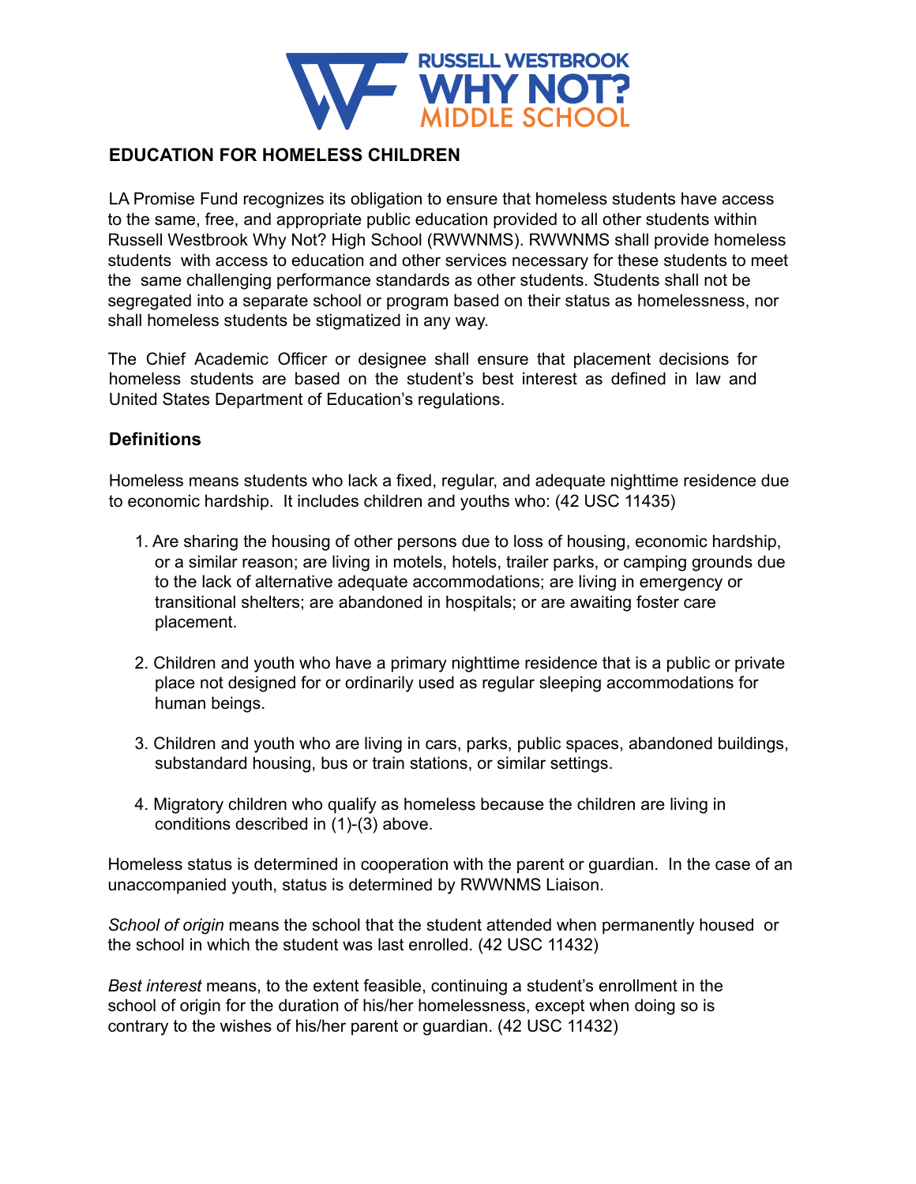RUSSELL WESTBROOK
WHY NOT?
MIDDLE SCHOOL

## EDUCATION FOR HOMELESS CHILDREN

LA Promise Fund recognizes its obligation to ensure that homeless students have access to the same, free, and appropriate public education provided to all other students within Russell Westbrook Why Not? High School (RWWNMS). RWWNMS shall provide homeless students with access to education and other services necessary for these students to meet the same challenging performance standards as other students. Students shall not be segregated into a separate school or program based on their status as homelessness, nor shall homeless students be stigmatized in any way.

The Chief Academic Officer or designee shall ensure that placement decisions for homeless students are based on the student's best interest as defined in law and United States Department of Education's regulations.

### Definitions

Homeless means students who lack a fixed, regular, and adequate nighttime residence due to economic hardship. It includes children and youths who: (42 USC 11435)

1. Are sharing the housing of other persons due to loss of housing, economic hardship, or a similar reason; are living in motels, hotels, trailer parks, or camping grounds due to the lack of alternative adequate accommodations; are living in emergency or transitional shelters; are abandoned in hospitals; or are awaiting foster care placement.
2. Children and youth who have a primary nighttime residence that is a public or private place not designed for or ordinarily used as regular sleeping accommodations for human beings.
3. Children and youth who are living in cars, parks, public spaces, abandoned buildings, substandard housing, bus or train stations, or similar settings.
4. Migratory children who qualify as homeless because the children are living in conditions described in (1)-(3) above.

Homeless status is determined in cooperation with the parent or guardian. In the case of an unaccompanied youth, status is determined by RWWNMS Liaison.

*School of origin* means the school that the student attended when permanently housed or the school in which the student was last enrolled. (42 USC 11432)

*Best interest* means, to the extent feasible, continuing a student's enrollment in the school of origin for the duration of his/her homelessness, except when doing so is contrary to the wishes of his/her parent or guardian. (42 USC 11432)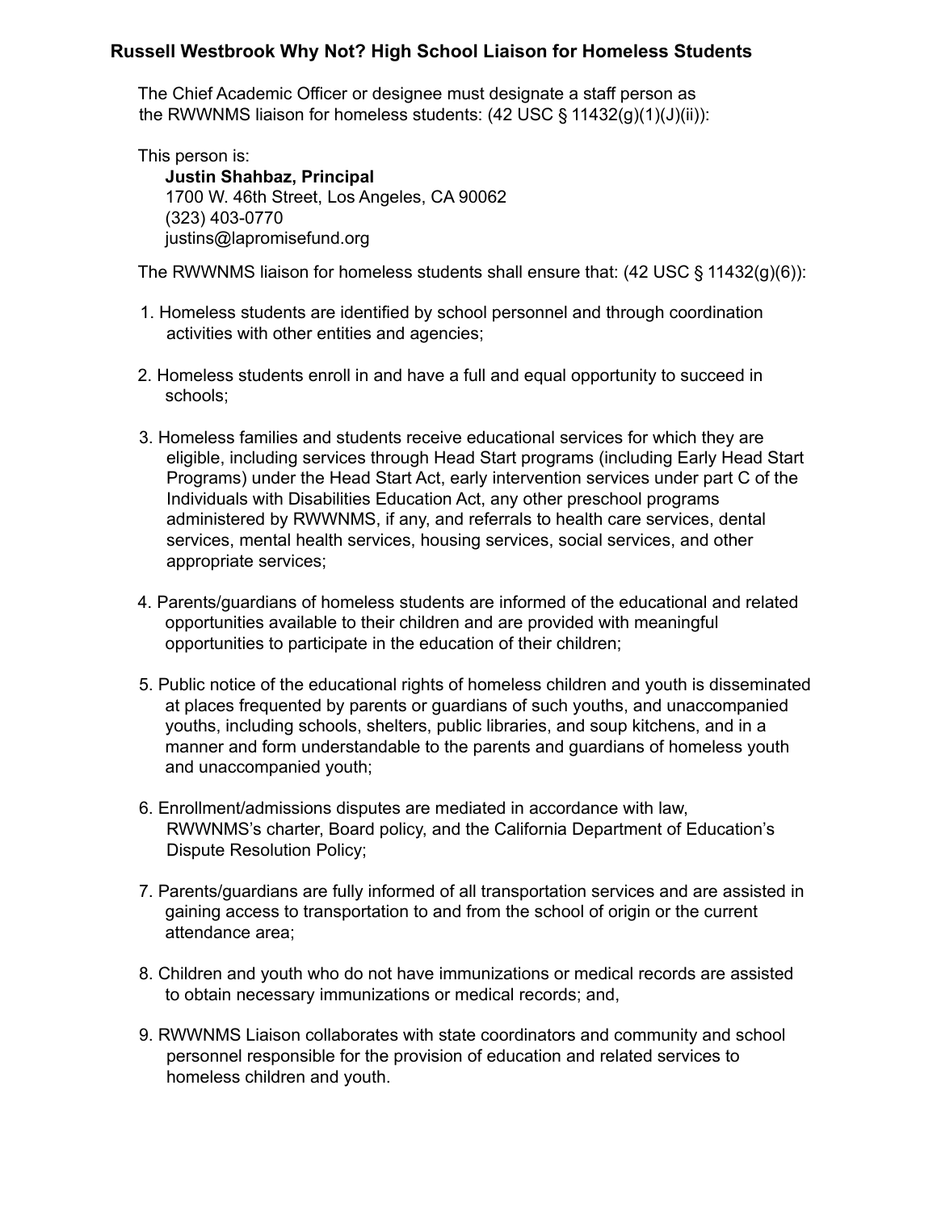## Russell Westbrook Why Not? High School Liaison for Homeless Students

The Chief Academic Officer or designee must designate a staff person as the RWWNMS liaison for homeless students: (42 USC § 11432(g)(1)(J)(ii)):

This person is:

**Justin Shahbaz, Principal**
1700 W. 46th Street, Los Angeles, CA 90062
(323) 403-0770
justins@lapromisefund.org

The RWWNMS liaison for homeless students shall ensure that: (42 USC § 11432(g)(6)):

1. Homeless students are identified by school personnel and through coordination activities with other entities and agencies;

2. Homeless students enroll in and have a full and equal opportunity to succeed in schools;

3. Homeless families and students receive educational services for which they are eligible, including services through Head Start programs (including Early Head Start Programs) under the Head Start Act, early intervention services under part C of the Individuals with Disabilities Education Act, any other preschool programs administered by RWWNMS, if any, and referrals to health care services, dental services, mental health services, housing services, social services, and other appropriate services;

4. Parents/guardians of homeless students are informed of the educational and related opportunities available to their children and are provided with meaningful opportunities to participate in the education of their children;

5. Public notice of the educational rights of homeless children and youth is disseminated at places frequented by parents or guardians of such youths, and unaccompanied youths, including schools, shelters, public libraries, and soup kitchens, and in a manner and form understandable to the parents and guardians of homeless youth and unaccompanied youth;

6. Enrollment/admissions disputes are mediated in accordance with law, RWWNMS's charter, Board policy, and the California Department of Education's Dispute Resolution Policy;

7. Parents/guardians are fully informed of all transportation services and are assisted in gaining access to transportation to and from the school of origin or the current attendance area;

8. Children and youth who do not have immunizations or medical records are assisted to obtain necessary immunizations or medical records; and,

9. RWWNMS Liaison collaborates with state coordinators and community and school personnel responsible for the provision of education and related services to homeless children and youth.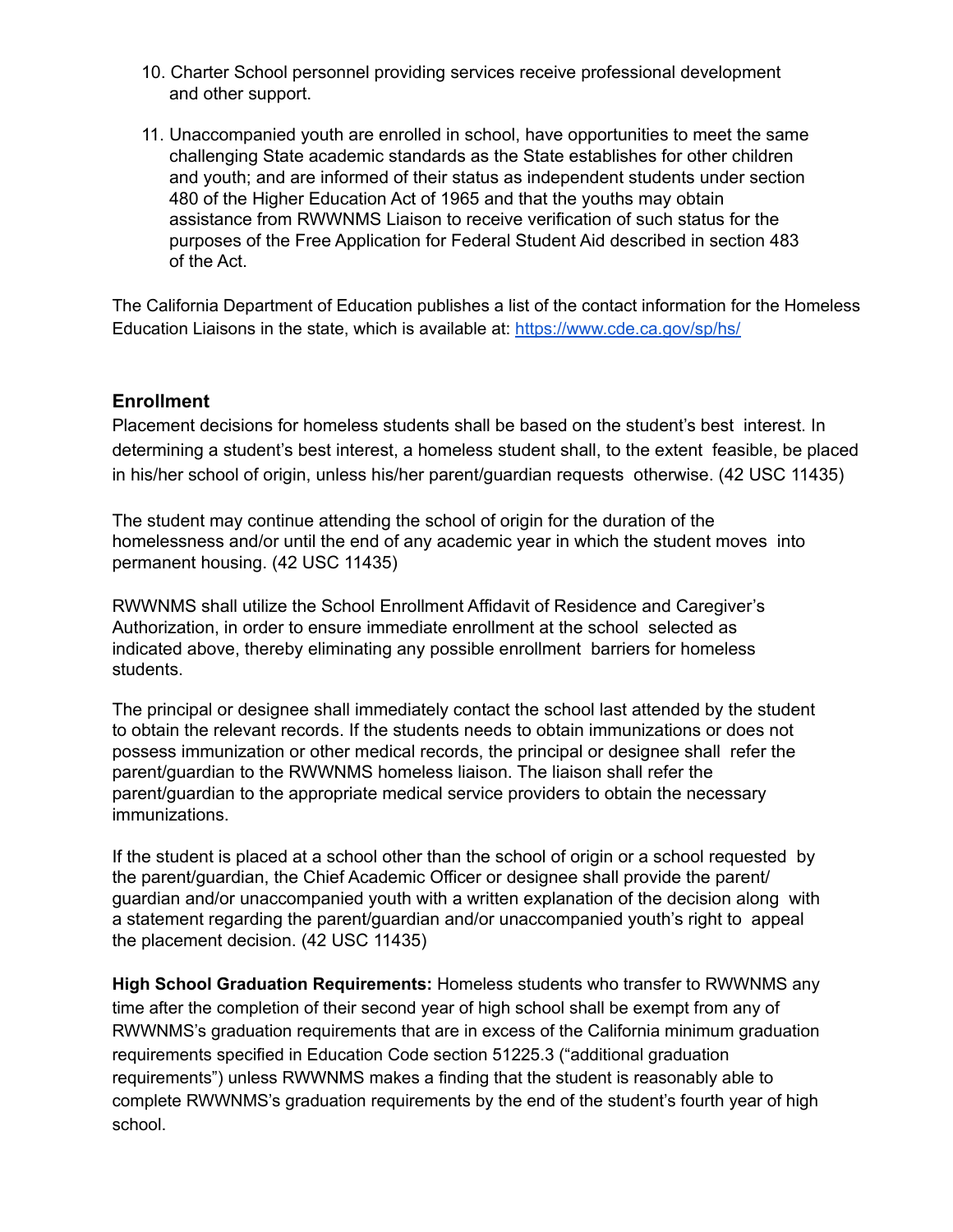10. Charter School personnel providing services receive professional development and other support.

11. Unaccompanied youth are enrolled in school, have opportunities to meet the same challenging State academic standards as the State establishes for other children and youth; and are informed of their status as independent students under section 480 of the Higher Education Act of 1965 and that the youths may obtain assistance from RWWNMS Liaison to receive verification of such status for the purposes of the Free Application for Federal Student Aid described in section 483 of the Act.

The California Department of Education publishes a list of the contact information for the Homeless Education Liaisons in the state, which is available at: [https://www.cde.ca.gov/sp/hs/](https://www.cde.ca.gov/sp/hs/)

### Enrollment

Placement decisions for homeless students shall be based on the student's best interest. In determining a student's best interest, a homeless student shall, to the extent feasible, be placed in his/her school of origin, unless his/her parent/guardian requests otherwise. (42 USC 11435)

The student may continue attending the school of origin for the duration of the homelessness and/or until the end of any academic year in which the student moves into permanent housing. (42 USC 11435)

RWWNMS shall utilize the School Enrollment Affidavit of Residence and Caregiver's Authorization, in order to ensure immediate enrollment at the school selected as indicated above, thereby eliminating any possible enrollment barriers for homeless students.

The principal or designee shall immediately contact the school last attended by the student to obtain the relevant records. If the students needs to obtain immunizations or does not possess immunization or other medical records, the principal or designee shall refer the parent/guardian to the RWWNMS homeless liaison. The liaison shall refer the parent/guardian to the appropriate medical service providers to obtain the necessary immunizations.

If the student is placed at a school other than the school of origin or a school requested by the parent/guardian, the Chief Academic Officer or designee shall provide the parent/ guardian and/or unaccompanied youth with a written explanation of the decision along with a statement regarding the parent/guardian and/or unaccompanied youth's right to appeal the placement decision. (42 USC 11435)

**High School Graduation Requirements:** Homeless students who transfer to RWWNMS any time after the completion of their second year of high school shall be exempt from any of RWWNMS's graduation requirements that are in excess of the California minimum graduation requirements specified in Education Code section 51225.3 ("additional graduation requirements") unless RWWNMS makes a finding that the student is reasonably able to complete RWWNMS's graduation requirements by the end of the student's fourth year of high school.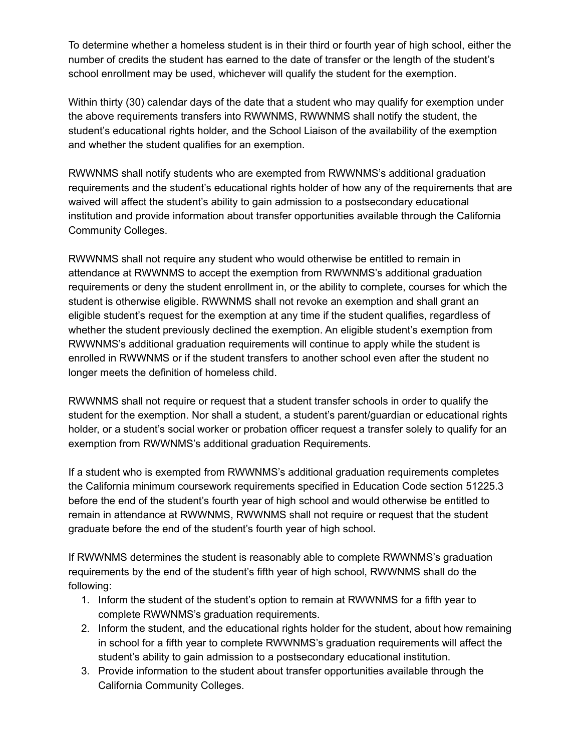To determine whether a homeless student is in their third or fourth year of high school, either the number of credits the student has earned to the date of transfer or the length of the student's school enrollment may be used, whichever will qualify the student for the exemption.

Within thirty (30) calendar days of the date that a student who may qualify for exemption under the above requirements transfers into RWWNMS, RWWNMS shall notify the student, the student's educational rights holder, and the School Liaison of the availability of the exemption and whether the student qualifies for an exemption.

RWWNMS shall notify students who are exempted from RWWNMS's additional graduation requirements and the student's educational rights holder of how any of the requirements that are waived will affect the student's ability to gain admission to a postsecondary educational institution and provide information about transfer opportunities available through the California Community Colleges.

RWWNMS shall not require any student who would otherwise be entitled to remain in attendance at RWWNMS to accept the exemption from RWWNMS's additional graduation requirements or deny the student enrollment in, or the ability to complete, courses for which the student is otherwise eligible. RWWNMS shall not revoke an exemption and shall grant an eligible student's request for the exemption at any time if the student qualifies, regardless of whether the student previously declined the exemption. An eligible student's exemption from RWWNMS's additional graduation requirements will continue to apply while the student is enrolled in RWWNMS or if the student transfers to another school even after the student no longer meets the definition of homeless child.

RWWNMS shall not require or request that a student transfer schools in order to qualify the student for the exemption. Nor shall a student, a student's parent/guardian or educational rights holder, or a student's social worker or probation officer request a transfer solely to qualify for an exemption from RWWNMS's additional graduation Requirements.

If a student who is exempted from RWWNMS's additional graduation requirements completes the California minimum coursework requirements specified in Education Code section 51225.3 before the end of the student's fourth year of high school and would otherwise be entitled to remain in attendance at RWWNMS, RWWNMS shall not require or request that the student graduate before the end of the student's fourth year of high school.

If RWWNMS determines the student is reasonably able to complete RWWNMS's graduation requirements by the end of the student's fifth year of high school, RWWNMS shall do the following:

1. Inform the student of the student's option to remain at RWWNMS for a fifth year to complete RWWNMS's graduation requirements.
2. Inform the student, and the educational rights holder for the student, about how remaining in school for a fifth year to complete RWWNMS's graduation requirements will affect the student's ability to gain admission to a postsecondary educational institution.
3. Provide information to the student about transfer opportunities available through the California Community Colleges.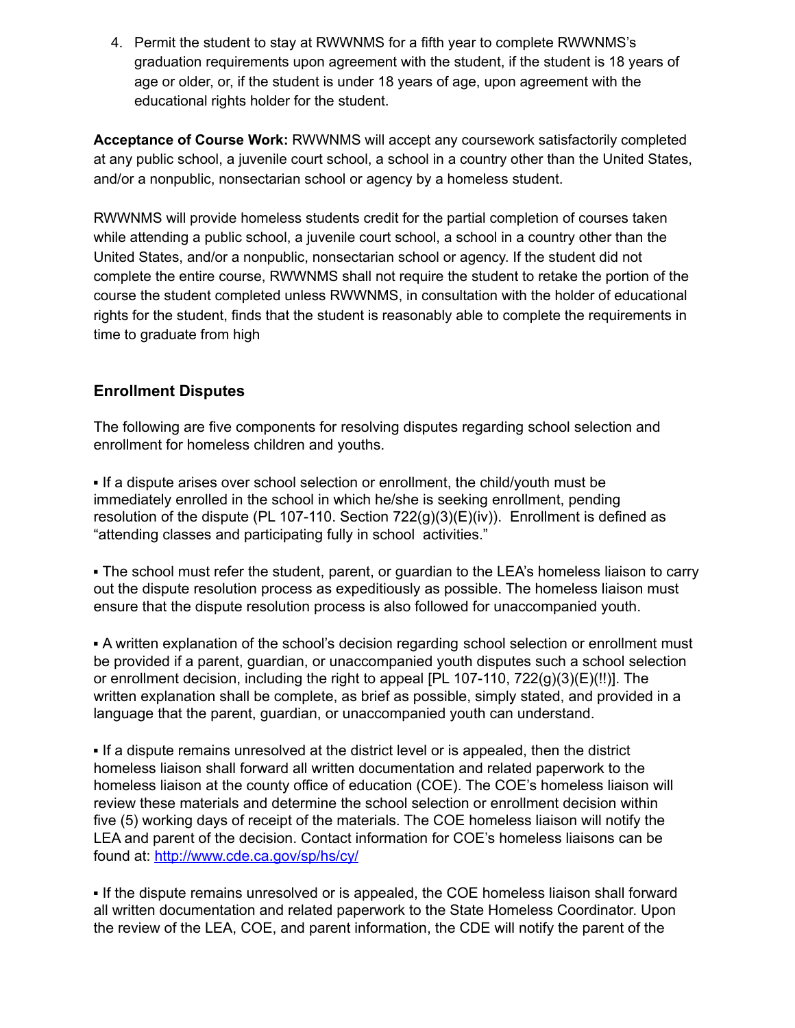4. Permit the student to stay at RWWNMS for a fifth year to complete RWWNMS's graduation requirements upon agreement with the student, if the student is 18 years of age or older, or, if the student is under 18 years of age, upon agreement with the educational rights holder for the student.

**Acceptance of Course Work:** RWWNMS will accept any coursework satisfactorily completed at any public school, a juvenile court school, a school in a country other than the United States, and/or a nonpublic, nonsectarian school or agency by a homeless student.

RWWNMS will provide homeless students credit for the partial completion of courses taken while attending a public school, a juvenile court school, a school in a country other than the United States, and/or a nonpublic, nonsectarian school or agency. If the student did not complete the entire course, RWWNMS shall not require the student to retake the portion of the course the student completed unless RWWNMS, in consultation with the holder of educational rights for the student, finds that the student is reasonably able to complete the requirements in time to graduate from high

### Enrollment Disputes

The following are five components for resolving disputes regarding school selection and enrollment for homeless children and youths.

▪ If a dispute arises over school selection or enrollment, the child/youth must be immediately enrolled in the school in which he/she is seeking enrollment, pending resolution of the dispute (PL 107-110. Section 722(g)(3)(E)(iv)). Enrollment is defined as "attending classes and participating fully in school activities."

▪ The school must refer the student, parent, or guardian to the LEA's homeless liaison to carry out the dispute resolution process as expeditiously as possible. The homeless liaison must ensure that the dispute resolution process is also followed for unaccompanied youth.

▪ A written explanation of the school's decision regarding school selection or enrollment must be provided if a parent, guardian, or unaccompanied youth disputes such a school selection or enrollment decision, including the right to appeal [PL 107-110, 722(g)(3)(E)(!!)]. The written explanation shall be complete, as brief as possible, simply stated, and provided in a language that the parent, guardian, or unaccompanied youth can understand.

▪ If a dispute remains unresolved at the district level or is appealed, then the district homeless liaison shall forward all written documentation and related paperwork to the homeless liaison at the county office of education (COE). The COE's homeless liaison will review these materials and determine the school selection or enrollment decision within five (5) working days of receipt of the materials. The COE homeless liaison will notify the LEA and parent of the decision. Contact information for COE's homeless liaisons can be found at: http://www.cde.ca.gov/sp/hs/cy/

▪ If the dispute remains unresolved or is appealed, the COE homeless liaison shall forward all written documentation and related paperwork to the State Homeless Coordinator. Upon the review of the LEA, COE, and parent information, the CDE will notify the parent of the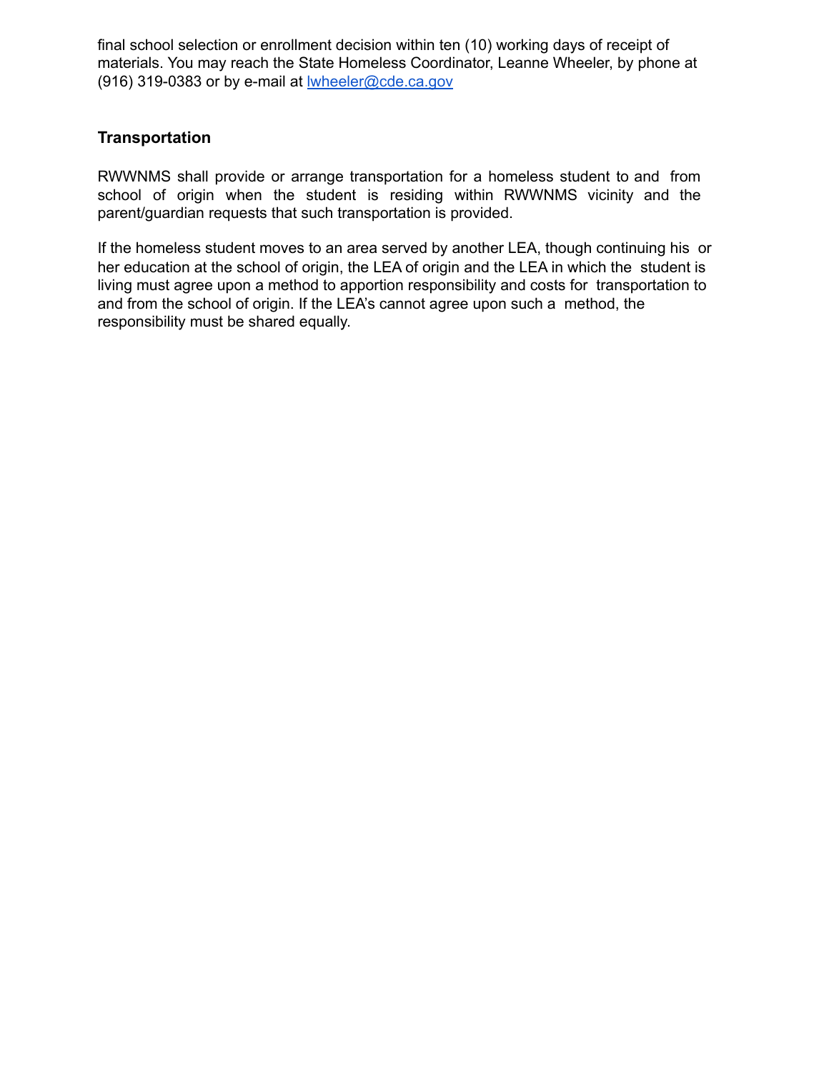final school selection or enrollment decision within ten (10) working days of receipt of materials. You may reach the State Homeless Coordinator, Leanne Wheeler, by phone at (916) 319-0383 or by e-mail at [lwheeler@cde.ca.gov](mailto:lwheeler@cde.ca.gov)

**Transportation**

RWWNMS shall provide or arrange transportation for a homeless student to and from school of origin when the student is residing within RWWNMS vicinity and the parent/guardian requests that such transportation is provided.

If the homeless student moves to an area served by another LEA, though continuing his or her education at the school of origin, the LEA of origin and the LEA in which the student is living must agree upon a method to apportion responsibility and costs for transportation to and from the school of origin. If the LEA's cannot agree upon such a method, the responsibility must be shared equally.